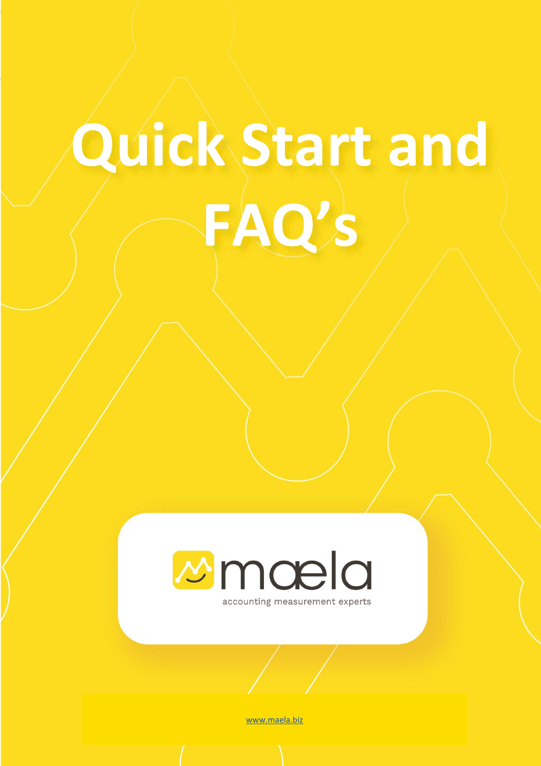# Quick Start and FAQ's

maela

accounting measurement experts

www.maela.biz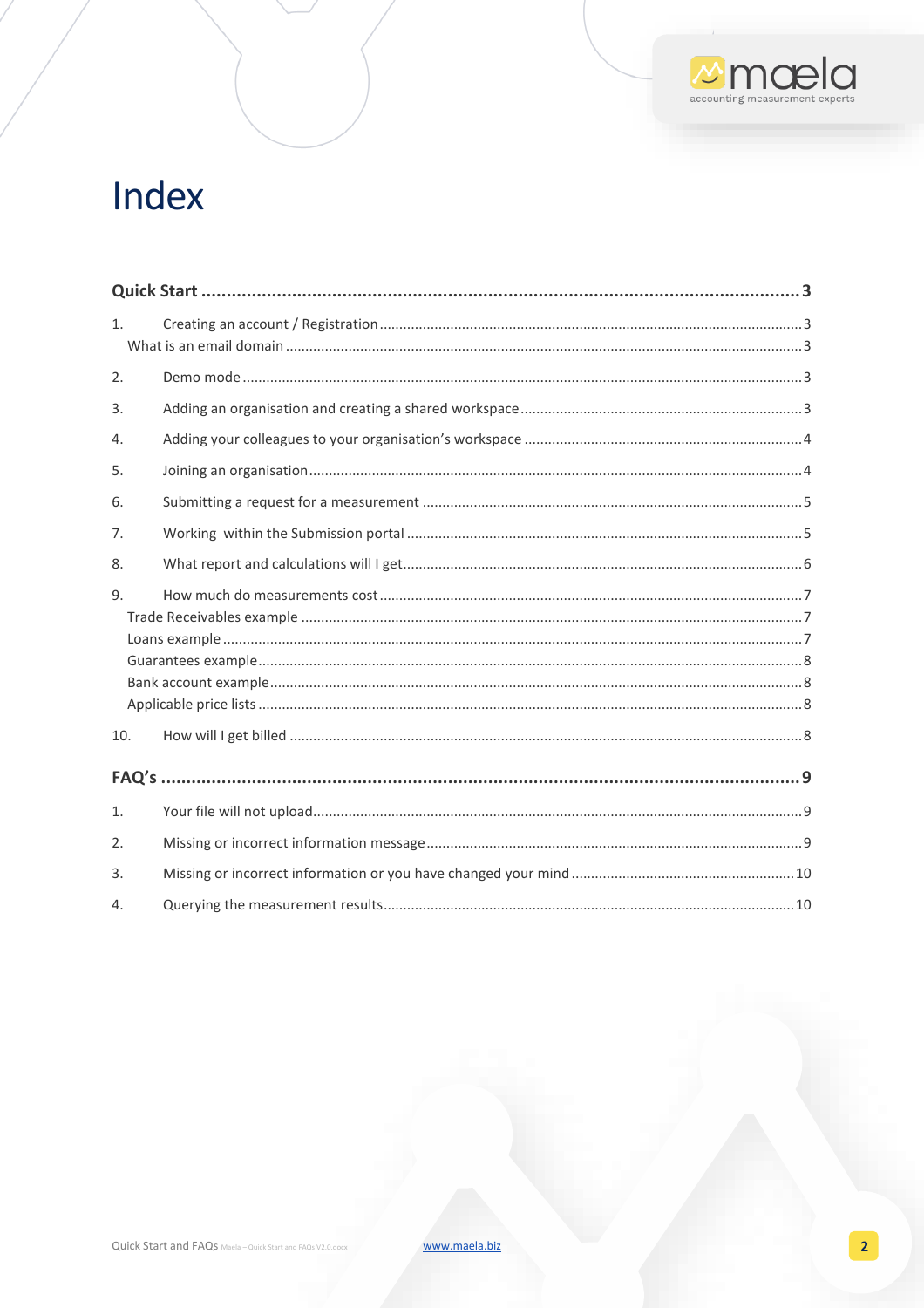# Index

**Quick Start .......... 3**

1. Creating an account / Registration .......... 3
   What is an email domain .......... 3
2. Demo mode .......... 3
3. Adding an organisation and creating a shared workspace .......... 3
4. Adding your colleagues to your organisation's workspace .......... 4
5. Joining an organisation .......... 4
6. Submitting a request for a measurement .......... 5
7. Working within the Submission portal .......... 5
8. What report and calculations will I get .......... 6
9. How much do measurements cost .......... 7
   Trade Receivables example .......... 7
   Loans example .......... 7
   Guarantees example .......... 8
   Bank account example .......... 8
   Applicable price lists .......... 8
10. How will I get billed .......... 8

**FAQ's .......... 9**

1. Your file will not upload .......... 9
2. Missing or incorrect information message .......... 9
3. Missing or incorrect information or you have changed your mind .......... 10
4. Querying the measurement results .......... 10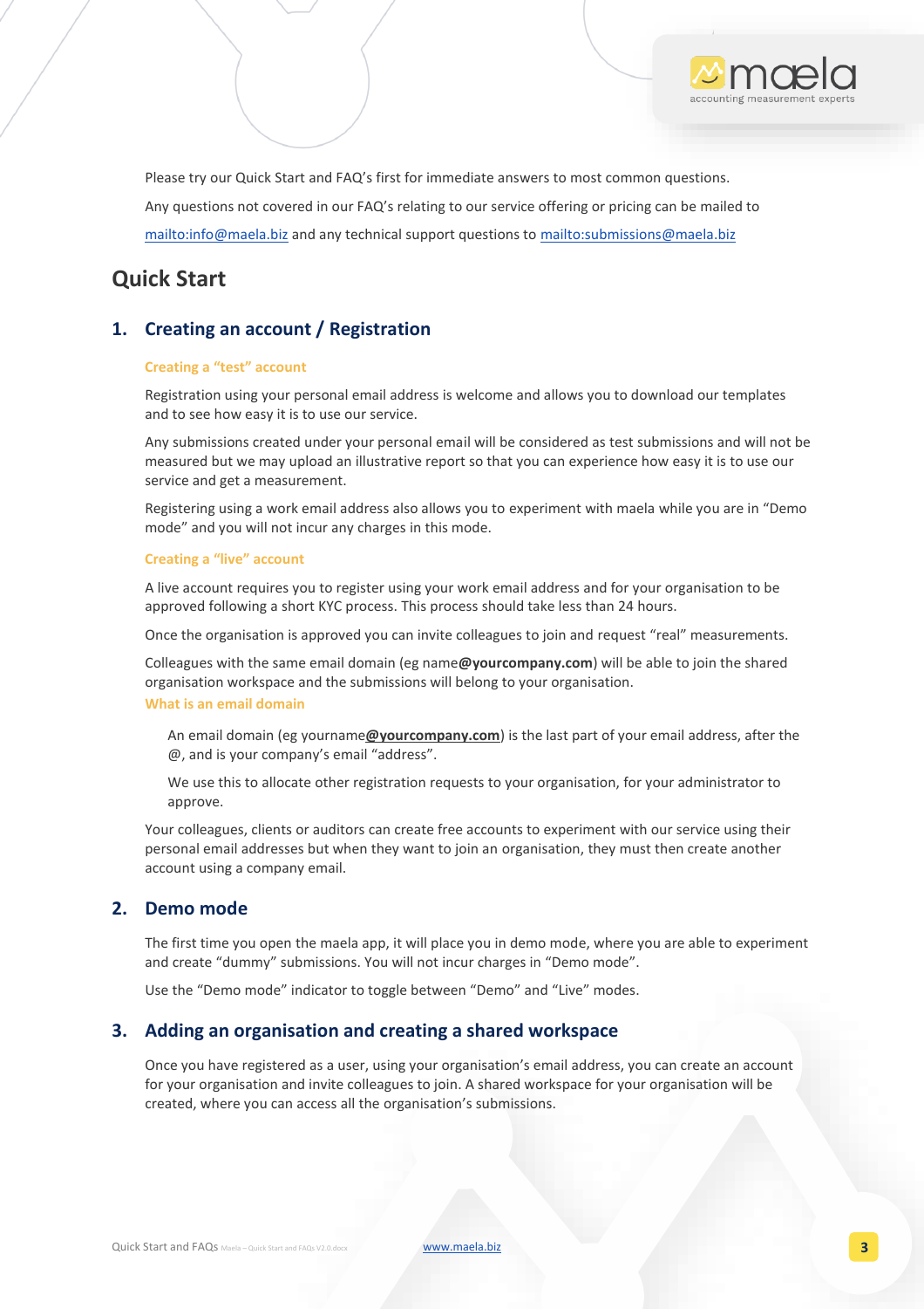Please try our Quick Start and FAQ's first for immediate answers to most common questions.

Any questions not covered in our FAQ's relating to our service offering or pricing can be mailed to [mailto:info@maela.biz](mailto:info@maela.biz) and any technical support questions to [mailto:submissions@maela.biz](mailto:submissions@maela.biz)

# Quick Start

## 1. Creating an account / Registration

### Creating a "test" account

Registration using your personal email address is welcome and allows you to download our templates and to see how easy it is to use our service.

Any submissions created under your personal email will be considered as test submissions and will not be measured but we may upload an illustrative report so that you can experience how easy it is to use our service and get a measurement.

Registering using a work email address also allows you to experiment with maela while you are in "Demo mode" and you will not incur any charges in this mode.

### Creating a "live" account

A live account requires you to register using your work email address and for your organisation to be approved following a short KYC process. This process should take less than 24 hours.

Once the organisation is approved you can invite colleagues to join and request "real" measurements.

Colleagues with the same email domain (eg name**@yourcompany.com**) will be able to join the shared organisation workspace and the submissions will belong to your organisation.

### What is an email domain

An email domain (eg yourname**@yourcompany.com**) is the last part of your email address, after the @, and is your company's email "address".

We use this to allocate other registration requests to your organisation, for your administrator to approve.

Your colleagues, clients or auditors can create free accounts to experiment with our service using their personal email addresses but when they want to join an organisation, they must then create another account using a company email.

## 2. Demo mode

The first time you open the maela app, it will place you in demo mode, where you are able to experiment and create "dummy" submissions. You will not incur charges in "Demo mode".

Use the "Demo mode" indicator to toggle between "Demo" and "Live" modes.

## 3. Adding an organisation and creating a shared workspace

Once you have registered as a user, using your organisation's email address, you can create an account for your organisation and invite colleagues to join. A shared workspace for your organisation will be created, where you can access all the organisation's submissions.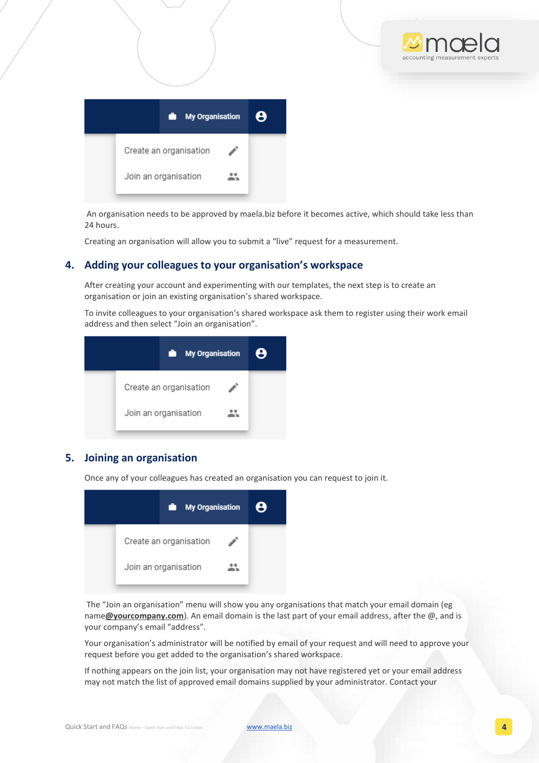An organisation needs to be approved by maela.biz before it becomes active, which should take less than 24 hours.

Creating an organisation will allow you to submit a “live” request for a measurement.

## 4. Adding your colleagues to your organisation’s workspace

After creating your account and experimenting with our templates, the next step is to create an organisation or join an existing organisation’s shared workspace.

To invite colleagues to your organisation’s shared workspace ask them to register using their work email address and then select “Join an organisation”.

## 5. Joining an organisation

Once any of your colleagues has created an organisation you can request to join it.

The “Join an organisation” menu will show you any organisations that match your email domain (eg name**@yourcompany.com**). An email domain is the last part of your email address, after the @, and is your company’s email “address”.

Your organisation’s administrator will be notified by email of your request and will need to approve your request before you get added to the organisation’s shared workspace.

If nothing appears on the join list, your organisation may not have registered yet or your email address may not match the list of approved email domains supplied by your administrator. Contact your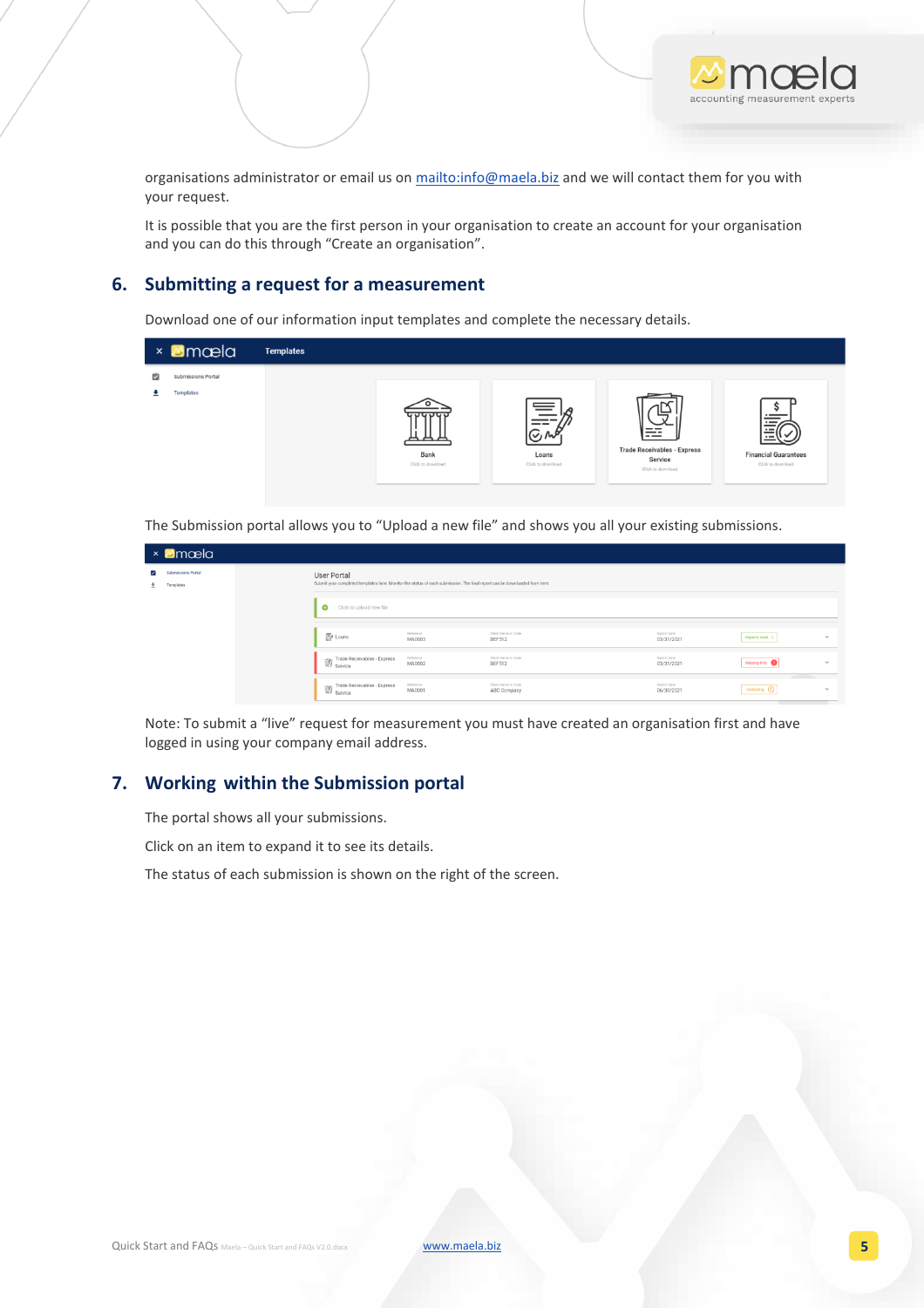organisations administrator or email us on [mailto:info@maela.biz](mailto:info@maela.biz) and we will contact them for you with your request.

It is possible that you are the first person in your organisation to create an account for your organisation and you can do this through "Create an organisation".

## 6. Submitting a request for a measurement

Download one of our information input templates and complete the necessary details.

The Submission portal allows you to "Upload a new file" and shows you all your existing submissions.

Note: To submit a "live" request for measurement you must have created an organisation first and have logged in using your company email address.

## 7. Working within the Submission portal

The portal shows all your submissions.

Click on an item to expand it to see its details.

The status of each submission is shown on the right of the screen.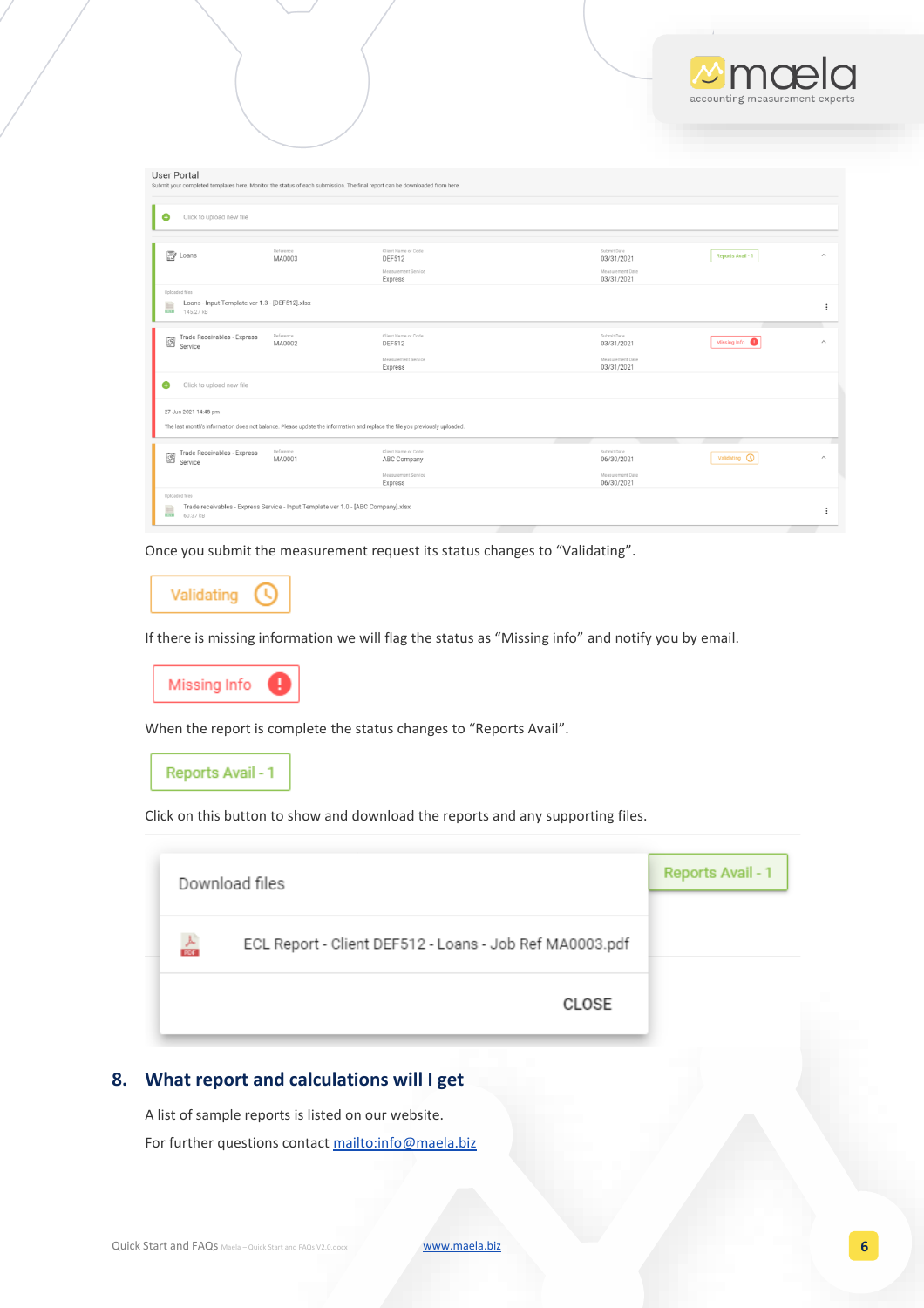Once you submit the measurement request its status changes to “Validating”.

Validating

If there is missing information we will flag the status as “Missing info” and notify you by email.

Missing Info

When the report is complete the status changes to “Reports Avail”.

Reports Avail - 1

Click on this button to show and download the reports and any supporting files.

## 8. What report and calculations will I get

A list of sample reports is listed on our website.

For further questions contact mailto:info@maela.biz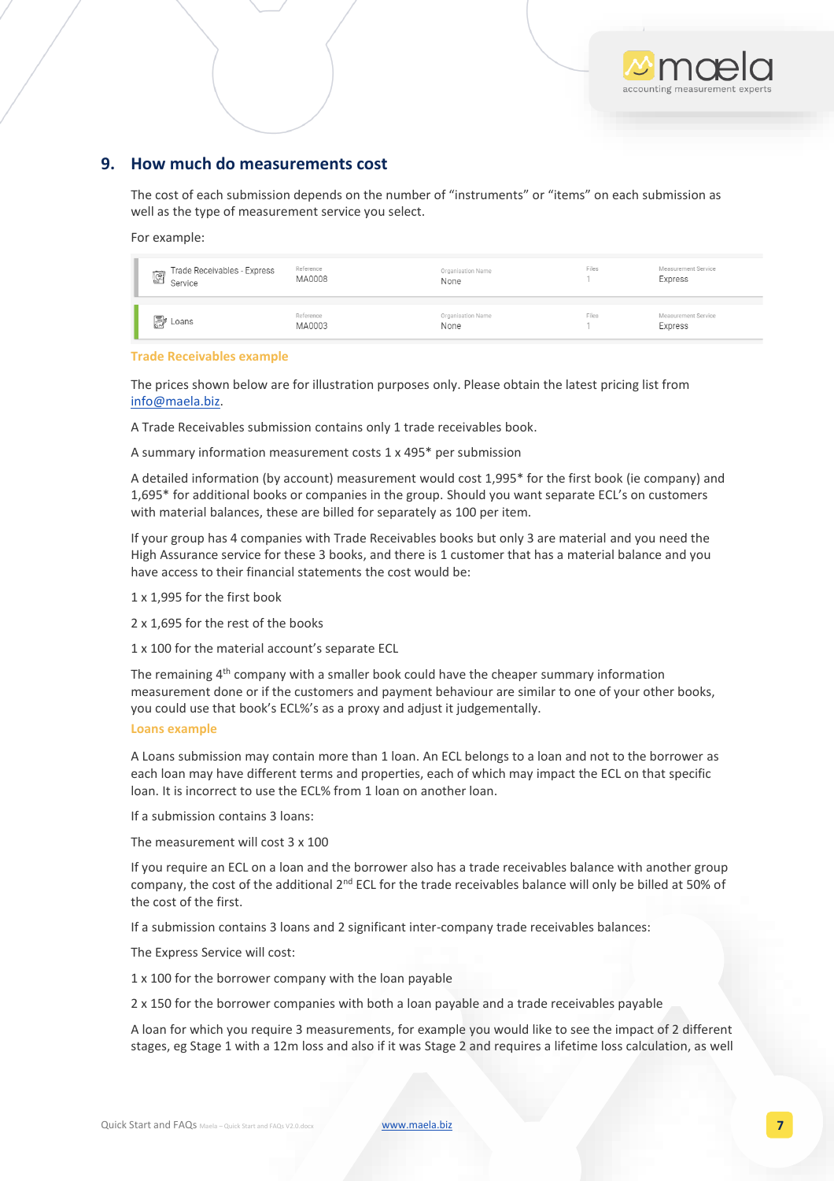## 9. How much do measurements cost

The cost of each submission depends on the number of "instruments" or "items" on each submission as well as the type of measurement service you select.

For example:

| | Reference | Organisation Name | Files | Measurement Service |
|---|---|---|---|---|
| Trade Receivables - Express Service | MA0008 | None | 1 | Express |
| Loans | MA0003 | None | 1 | Express |

**Trade Receivables example**

The prices shown below are for illustration purposes only. Please obtain the latest pricing list from info@maela.biz.

A Trade Receivables submission contains only 1 trade receivables book.

A summary information measurement costs 1 x 495* per submission

A detailed information (by account) measurement would cost 1,995* for the first book (ie company) and 1,695* for additional books or companies in the group. Should you want separate ECL's on customers with material balances, these are billed for separately as 100 per item.

If your group has 4 companies with Trade Receivables books but only 3 are material and you need the High Assurance service for these 3 books, and there is 1 customer that has a material balance and you have access to their financial statements the cost would be:

1 x 1,995 for the first book

2 x 1,695 for the rest of the books

1 x 100 for the material account's separate ECL

The remaining 4th company with a smaller book could have the cheaper summary information measurement done or if the customers and payment behaviour are similar to one of your other books, you could use that book's ECL%'s as a proxy and adjust it judgementally.

**Loans example**

A Loans submission may contain more than 1 loan. An ECL belongs to a loan and not to the borrower as each loan may have different terms and properties, each of which may impact the ECL on that specific loan. It is incorrect to use the ECL% from 1 loan on another loan.

If a submission contains 3 loans:

The measurement will cost 3 x 100

If you require an ECL on a loan and the borrower also has a trade receivables balance with another group company, the cost of the additional 2nd ECL for the trade receivables balance will only be billed at 50% of the cost of the first.

If a submission contains 3 loans and 2 significant inter-company trade receivables balances:

The Express Service will cost:

1 x 100 for the borrower company with the loan payable

2 x 150 for the borrower companies with both a loan payable and a trade receivables payable

A loan for which you require 3 measurements, for example you would like to see the impact of 2 different stages, eg Stage 1 with a 12m loss and also if it was Stage 2 and requires a lifetime loss calculation, as well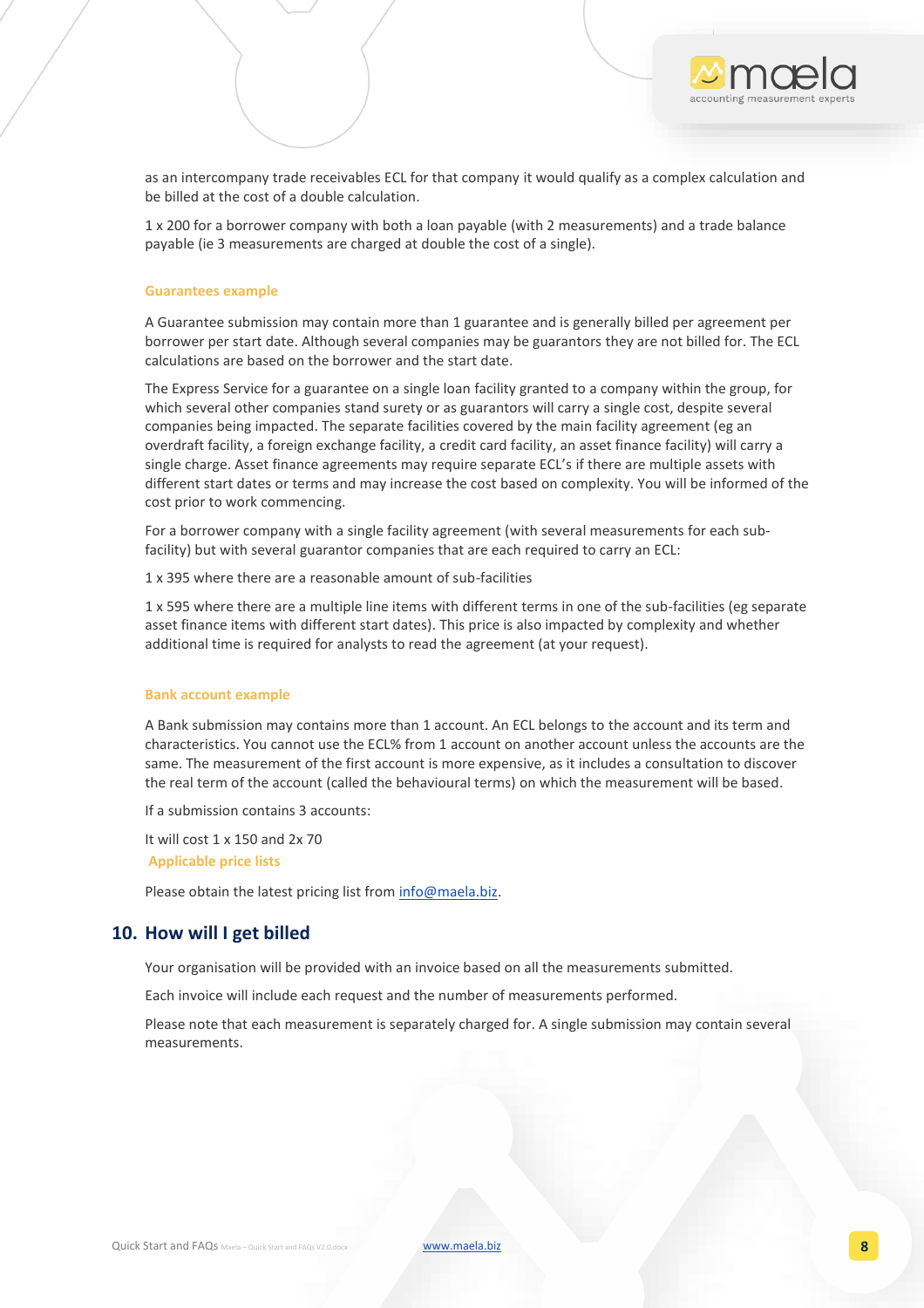as an intercompany trade receivables ECL for that company it would qualify as a complex calculation and be billed at the cost of a double calculation.

1 x 200 for a borrower company with both a loan payable (with 2 measurements) and a trade balance payable (ie 3 measurements are charged at double the cost of a single).

### Guarantees example

A Guarantee submission may contain more than 1 guarantee and is generally billed per agreement per borrower per start date. Although several companies may be guarantors they are not billed for. The ECL calculations are based on the borrower and the start date.

The Express Service for a guarantee on a single loan facility granted to a company within the group, for which several other companies stand surety or as guarantors will carry a single cost, despite several companies being impacted. The separate facilities covered by the main facility agreement (eg an overdraft facility, a foreign exchange facility, a credit card facility, an asset finance facility) will carry a single charge. Asset finance agreements may require separate ECL's if there are multiple assets with different start dates or terms and may increase the cost based on complexity. You will be informed of the cost prior to work commencing.

For a borrower company with a single facility agreement (with several measurements for each sub-facility) but with several guarantor companies that are each required to carry an ECL:

1 x 395 where there are a reasonable amount of sub-facilities

1 x 595 where there are a multiple line items with different terms in one of the sub-facilities (eg separate asset finance items with different start dates). This price is also impacted by complexity and whether additional time is required for analysts to read the agreement (at your request).

### Bank account example

A Bank submission may contains more than 1 account. An ECL belongs to the account and its term and characteristics. You cannot use the ECL% from 1 account on another account unless the accounts are the same. The measurement of the first account is more expensive, as it includes a consultation to discover the real term of the account (called the behavioural terms) on which the measurement will be based.

If a submission contains 3 accounts:

It will cost 1 x 150 and 2x 70

### Applicable price lists

Please obtain the latest pricing list from info@maela.biz.

## 10. How will I get billed

Your organisation will be provided with an invoice based on all the measurements submitted.

Each invoice will include each request and the number of measurements performed.

Please note that each measurement is separately charged for. A single submission may contain several measurements.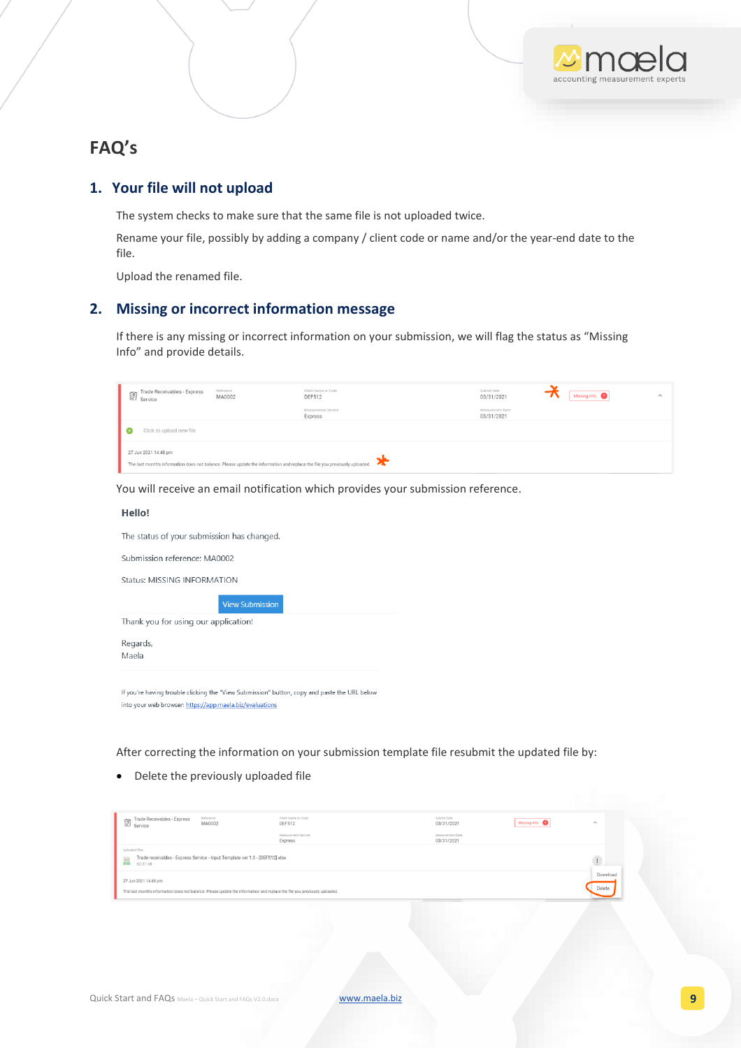# FAQ's

## 1. Your file will not upload

The system checks to make sure that the same file is not uploaded twice.

Rename your file, possibly by adding a company / client code or name and/or the year-end date to the file.

Upload the renamed file.

## 2. Missing or incorrect information message

If there is any missing or incorrect information on your submission, we will flag the status as "Missing Info" and provide details.

You will receive an email notification which provides your submission reference.

**Hello!**

The status of your submission has changed.

Submission reference: MA0002

Status: MISSING INFORMATION

View Submission

Thank you for using our application!

Regards,
Maela

If you're having trouble clicking the "View Submission" button, copy and paste the URL below into your web browser: https://app.maela.biz/evaluations

After correcting the information on your submission template file resubmit the updated file by:

- Delete the previously uploaded file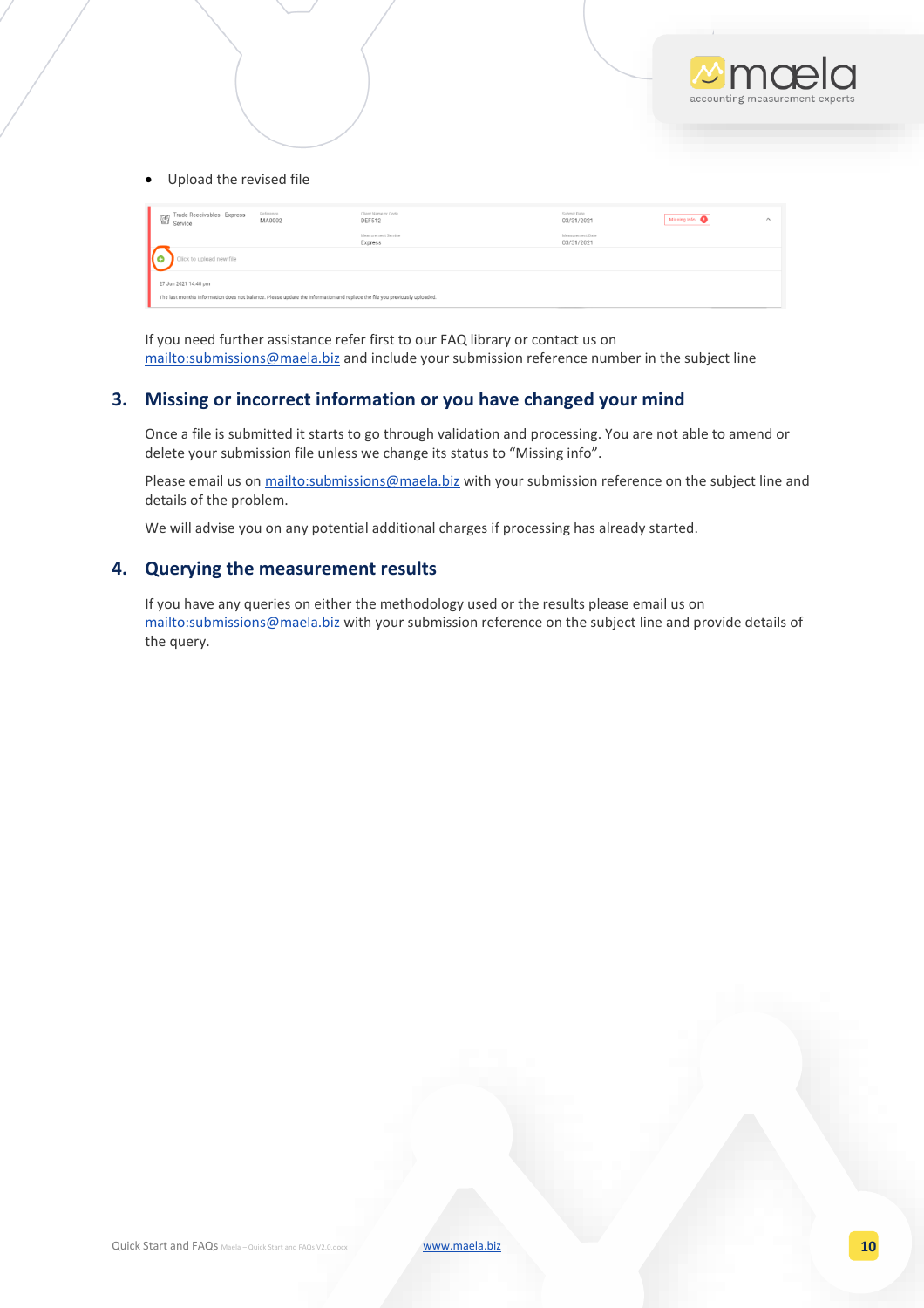- Upload the revised file

If you need further assistance refer first to our FAQ library or contact us on mailto:submissions@maela.biz and include your submission reference number in the subject line

## 3. Missing or incorrect information or you have changed your mind

Once a file is submitted it starts to go through validation and processing. You are not able to amend or delete your submission file unless we change its status to “Missing info”.

Please email us on mailto:submissions@maela.biz with your submission reference on the subject line and details of the problem.

We will advise you on any potential additional charges if processing has already started.

## 4. Querying the measurement results

If you have any queries on either the methodology used or the results please email us on mailto:submissions@maela.biz with your submission reference on the subject line and provide details of the query.